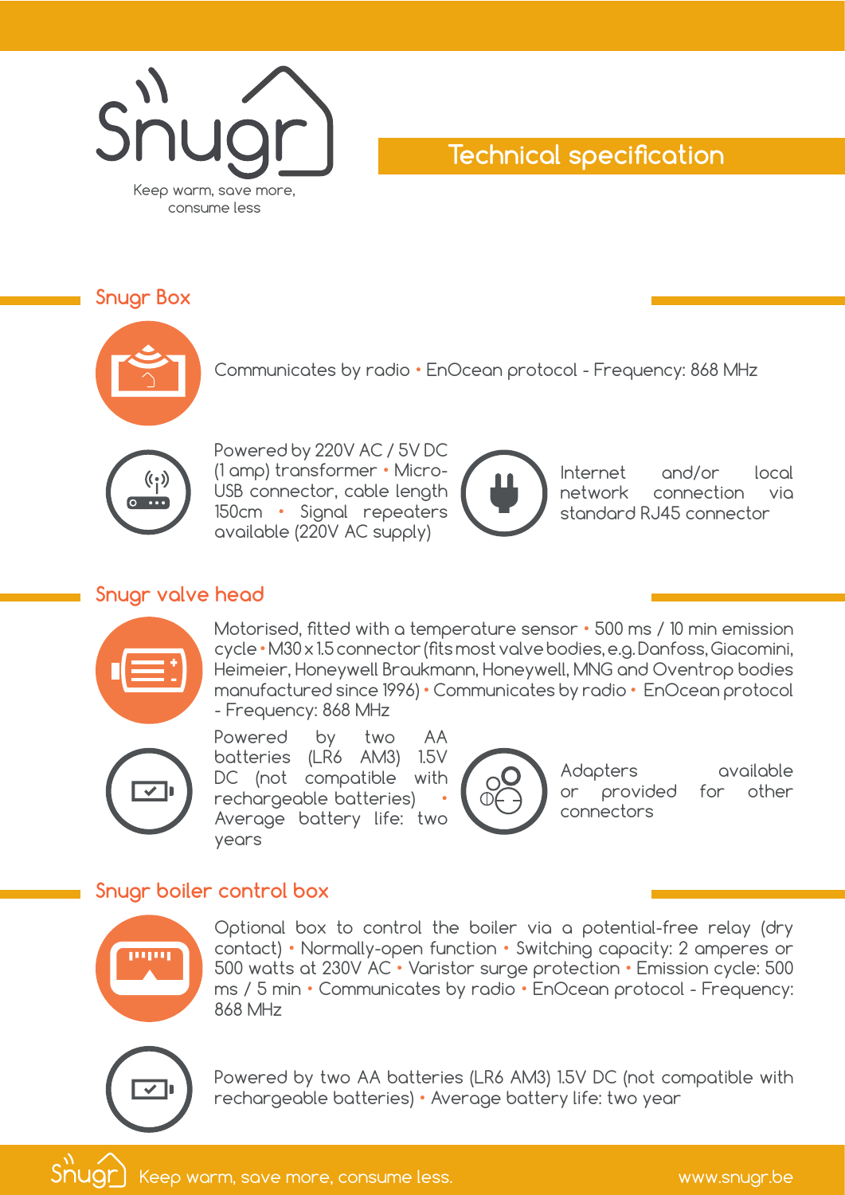Snugr

Keep warm, save more, consume less

# Technical specification

## Snugr Box

Communicates by radio • EnOcean protocol - Frequency: 868 MHz

Powered by 220V AC / 5V DC (1 amp) transformer • Micro-USB connector, cable length 150cm • Signal repeaters available (220V AC supply)

Internet and/or local network connection via standard RJ45 connector

## Snugr valve head

Motorised, fitted with a temperature sensor • 500 ms / 10 min emission cycle • M30 x 1.5 connector (fits most valve bodies, e.g. Danfoss, Giacomini, Heimeier, Honeywell Braukmann, Honeywell, MNG and Oventrop bodies manufactured since 1996) • Communicates by radio • EnOcean protocol - Frequency: 868 MHz

Powered by two AA batteries (LR6 AM3) 1.5V DC (not compatible with rechargeable batteries) • Average battery life: two years

Adapters available or provided for other connectors

## Snugr boiler control box

Optional box to control the boiler via a potential-free relay (dry contact) • Normally-open function • Switching capacity: 2 amperes or 500 watts at 230V AC • Varistor surge protection • Emission cycle: 500 ms / 5 min • Communicates by radio • EnOcean protocol - Frequency: 868 MHz

Powered by two AA batteries (LR6 AM3) 1.5V DC (not compatible with rechargeable batteries) • Average battery life: two year

Snugr Keep warm, save more, consume less. www.snugr.be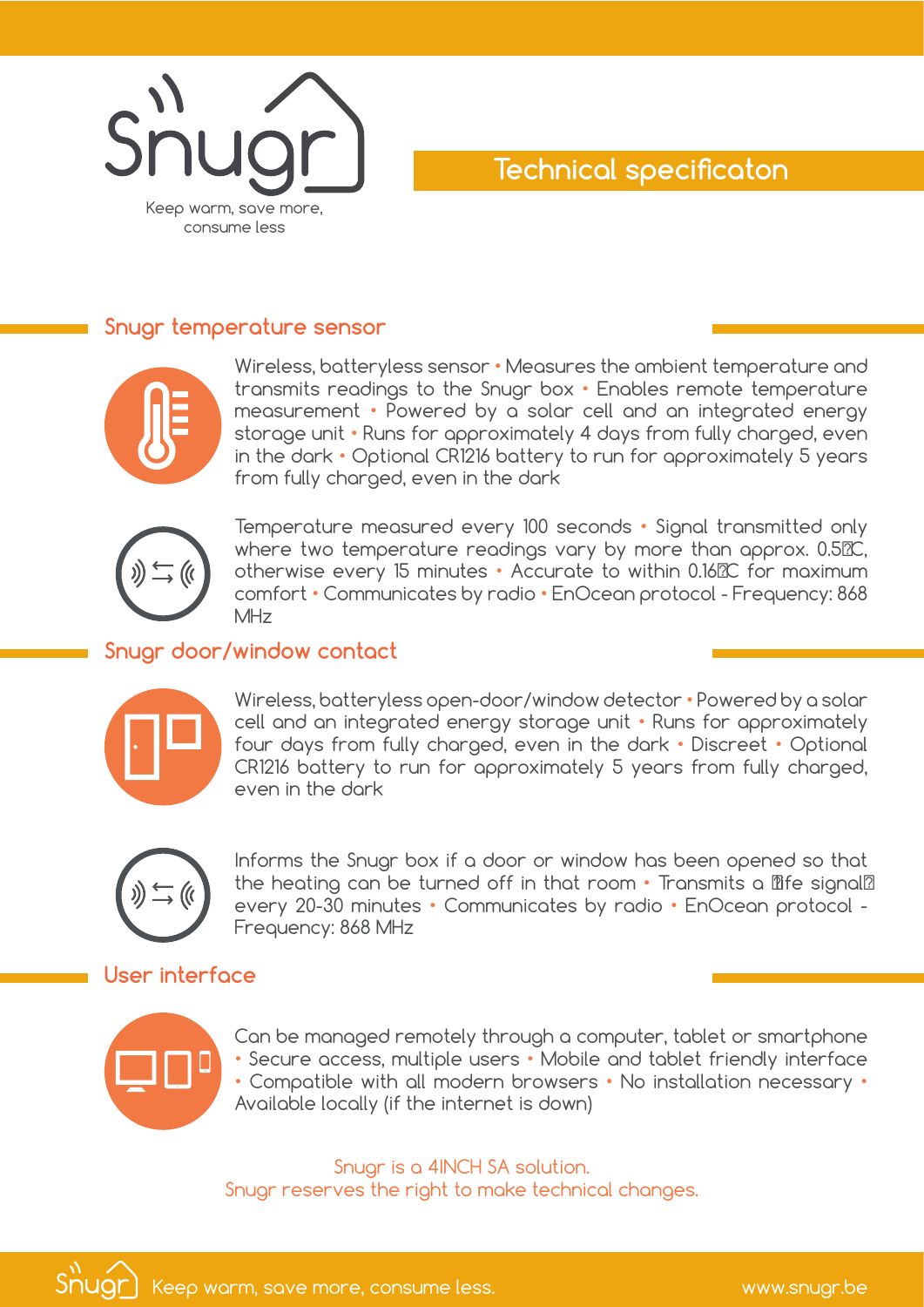Snugr

Keep warm, save more, consume less

## Technical specificaton

### Snugr temperature sensor

Wireless, batteryless sensor • Measures the ambient temperature and transmits readings to the Snugr box • Enables remote temperature measurement • Powered by a solar cell and an integrated energy storage unit • Runs for approximately 4 days from fully charged, even in the dark • Optional CR1216 battery to run for approximately 5 years from fully charged, even in the dark

Temperature measured every 100 seconds • Signal transmitted only where two temperature readings vary by more than approx. 0.5�C, otherwise every 15 minutes • Accurate to within 0.16�C for maximum comfort • Communicates by radio • EnOcean protocol - Frequency: 868 MHz

### Snugr door/window contact

Wireless, batteryless open-door/window detector • Powered by a solar cell and an integrated energy storage unit • Runs for approximately four days from fully charged, even in the dark • Discreet • Optional CR1216 battery to run for approximately 5 years from fully charged, even in the dark

Informs the Snugr box if a door or window has been opened so that the heating can be turned off in that room • Transmits a �fe signal� every 20-30 minutes • Communicates by radio • EnOcean protocol - Frequency: 868 MHz

### User interface

Can be managed remotely through a computer, tablet or smartphone • Secure access, multiple users • Mobile and tablet friendly interface • Compatible with all modern browsers • No installation necessary • Available locally (if the internet is down)

Snugr is a 4INCH SA solution.
Snugr reserves the right to make technical changes.

Snugr Keep warm, save more, consume less. www.snugr.be